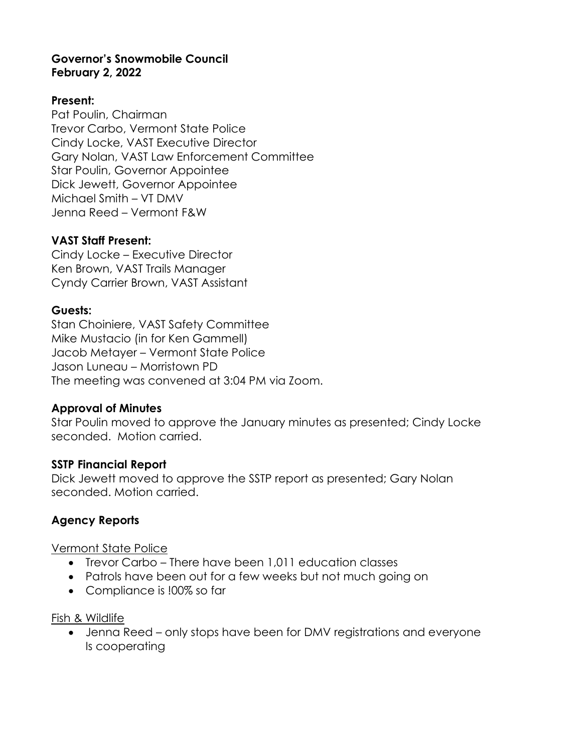**Governor's Snowmobile Council**
**February 2, 2022**

**Present:**
Pat Poulin, Chairman
Trevor Carbo, Vermont State Police
Cindy Locke, VAST Executive Director
Gary Nolan, VAST Law Enforcement Committee
Star Poulin, Governor Appointee
Dick Jewett, Governor Appointee
Michael Smith – VT DMV
Jenna Reed – Vermont F&W

**VAST Staff Present:**
Cindy Locke – Executive Director
Ken Brown, VAST Trails Manager
Cyndy Carrier Brown, VAST Assistant

**Guests:**
Stan Choiniere, VAST Safety Committee
Mike Mustacio (in for Ken Gammell)
Jacob Metayer – Vermont State Police
Jason Luneau – Morristown PD
The meeting was convened at 3:04 PM via Zoom.

**Approval of Minutes**
Star Poulin moved to approve the January minutes as presented; Cindy Locke seconded. Motion carried.

**SSTP Financial Report**
Dick Jewett moved to approve the SSTP report as presented; Gary Nolan seconded. Motion carried.

**Agency Reports**

<u>Vermont State Police</u>

- Trevor Carbo – There have been 1,011 education classes
- Patrols have been out for a few weeks but not much going on
- Compliance is !00% so far

<u>Fish & Wildlife</u>

- Jenna Reed – only stops have been for DMV registrations and everyone Is cooperating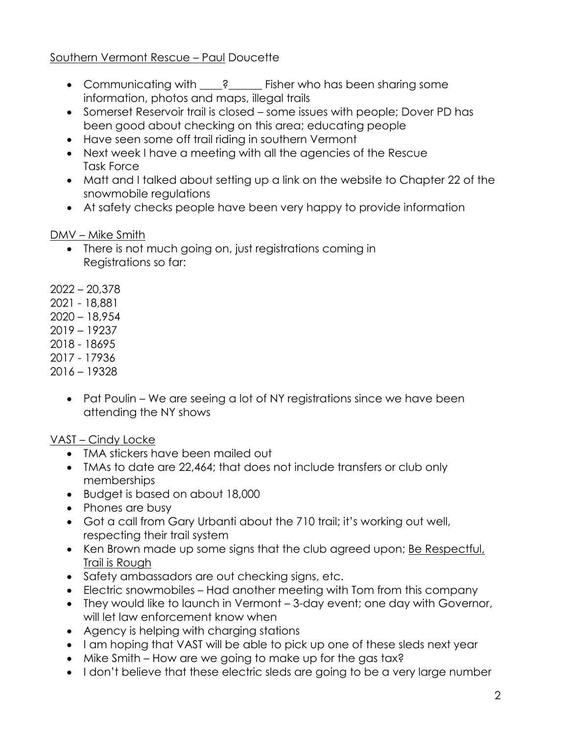Southern Vermont Rescue – Paul Doucette

- Communicating with ____?______ Fisher who has been sharing some information, photos and maps, illegal trails
- Somerset Reservoir trail is closed – some issues with people; Dover PD has been good about checking on this area; educating people
- Have seen some off trail riding in southern Vermont
- Next week I have a meeting with all the agencies of the Rescue Task Force
- Matt and I talked about setting up a link on the website to Chapter 22 of the snowmobile regulations
- At safety checks people have been very happy to provide information

DMV – Mike Smith

- There is not much going on, just registrations coming in
  Registrations so far:

2022 – 20,378
2021 - 18,881
2020 – 18,954
2019 – 19237
2018 - 18695
2017 - 17936
2016 – 19328

- Pat Poulin – We are seeing a lot of NY registrations since we have been attending the NY shows

VAST – Cindy Locke

- TMA stickers have been mailed out
- TMAs to date are 22,464; that does not include transfers or club only memberships
- Budget is based on about 18,000
- Phones are busy
- Got a call from Gary Urbanti about the 710 trail; it's working out well, respecting their trail system
- Ken Brown made up some signs that the club agreed upon; Be Respectful, Trail is Rough
- Safety ambassadors are out checking signs, etc.
- Electric snowmobiles – Had another meeting with Tom from this company
- They would like to launch in Vermont – 3-day event; one day with Governor, will let law enforcement know when
- Agency is helping with charging stations
- I am hoping that VAST will be able to pick up one of these sleds next year
- Mike Smith – How are we going to make up for the gas tax?
- I don't believe that these electric sleds are going to be a very large number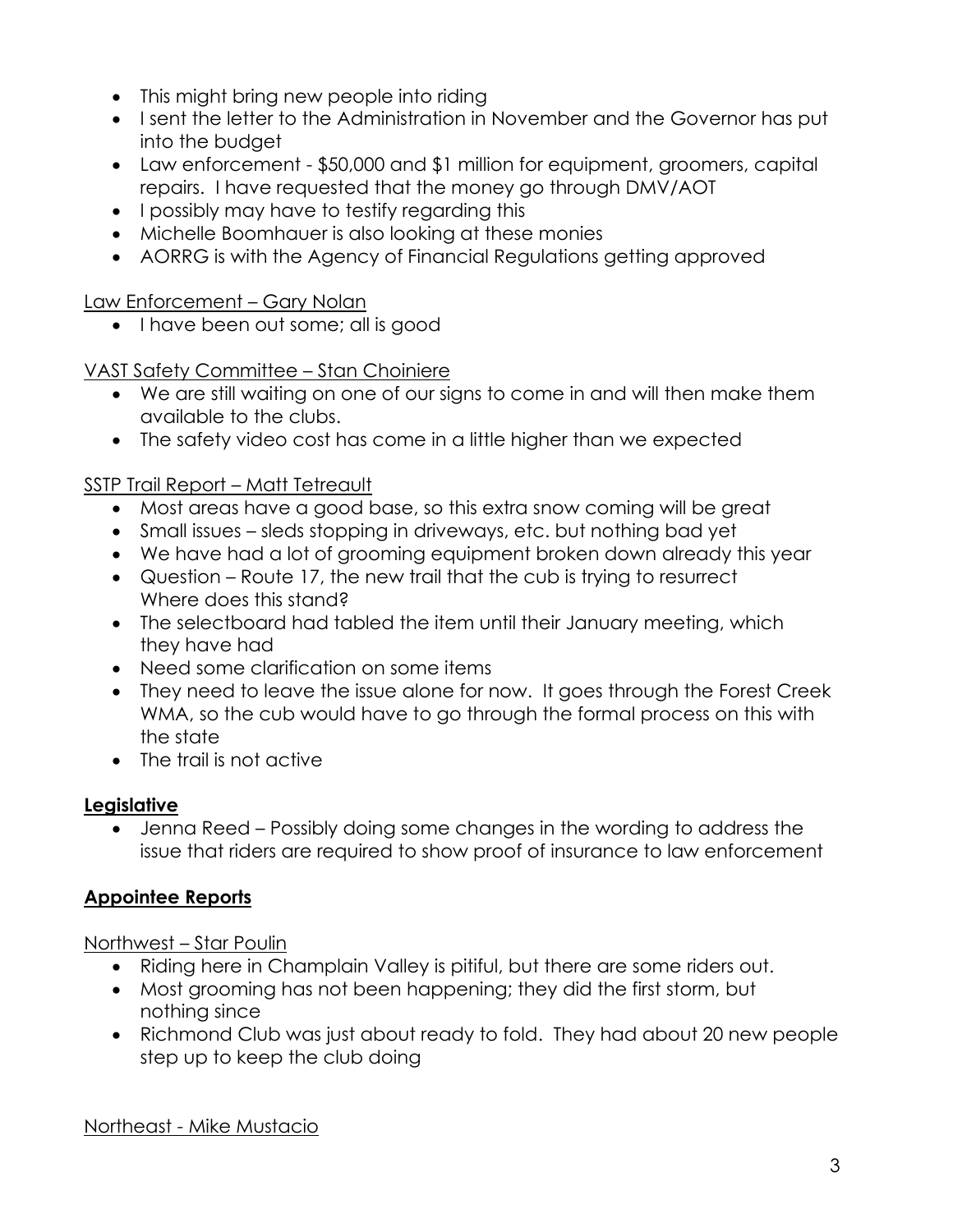- This might bring new people into riding
- I sent the letter to the Administration in November and the Governor has put into the budget
- Law enforcement - $50,000 and $1 million for equipment, groomers, capital repairs. I have requested that the money go through DMV/AOT
- I possibly may have to testify regarding this
- Michelle Boomhauer is also looking at these monies
- AORRG is with the Agency of Financial Regulations getting approved

<u>Law Enforcement – Gary Nolan</u>

- I have been out some; all is good

<u>VAST Safety Committee – Stan Choiniere</u>

- We are still waiting on one of our signs to come in and will then make them available to the clubs.
- The safety video cost has come in a little higher than we expected

<u>SSTP Trail Report – Matt Tetreault</u>

- Most areas have a good base, so this extra snow coming will be great
- Small issues – sleds stopping in driveways, etc. but nothing bad yet
- We have had a lot of grooming equipment broken down already this year
- Question – Route 17, the new trail that the cub is trying to resurrect Where does this stand?
- The selectboard had tabled the item until their January meeting, which they have had
- Need some clarification on some items
- They need to leave the issue alone for now. It goes through the Forest Creek WMA, so the cub would have to go through the formal process on this with the state
- The trail is not active

## **Legislative**

- Jenna Reed – Possibly doing some changes in the wording to address the issue that riders are required to show proof of insurance to law enforcement

## **Appointee Reports**

<u>Northwest – Star Poulin</u>

- Riding here in Champlain Valley is pitiful, but there are some riders out.
- Most grooming has not been happening; they did the first storm, but nothing since
- Richmond Club was just about ready to fold. They had about 20 new people step up to keep the club doing

<u>Northeast - Mike Mustacio</u>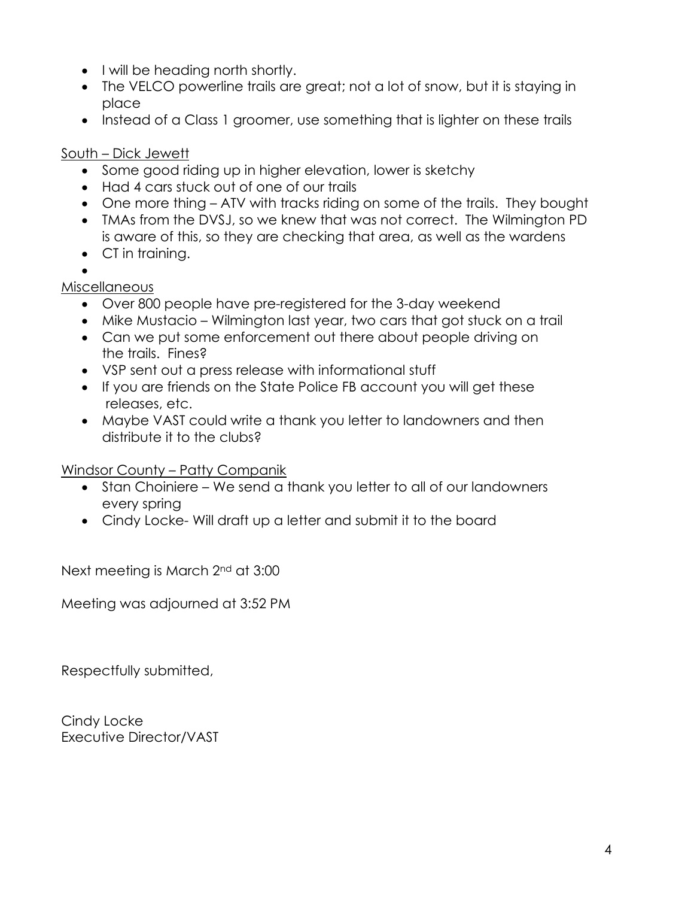- I will be heading north shortly.
- The VELCO powerline trails are great; not a lot of snow, but it is staying in place
- Instead of a Class 1 groomer, use something that is lighter on these trails

<u>South – Dick Jewett</u>

- Some good riding up in higher elevation, lower is sketchy
- Had 4 cars stuck out of one of our trails
- One more thing – ATV with tracks riding on some of the trails. They bought
- TMAs from the DVSJ, so we knew that was not correct. The Wilmington PD is aware of this, so they are checking that area, as well as the wardens
- CT in training.
- 

<u>Miscellaneous</u>

- Over 800 people have pre-registered for the 3-day weekend
- Mike Mustacio – Wilmington last year, two cars that got stuck on a trail
- Can we put some enforcement out there about people driving on the trails. Fines?
- VSP sent out a press release with informational stuff
- If you are friends on the State Police FB account you will get these releases, etc.
- Maybe VAST could write a thank you letter to landowners and then distribute it to the clubs?

<u>Windsor County – Patty Companik</u>

- Stan Choiniere – We send a thank you letter to all of our landowners every spring
- Cindy Locke- Will draft up a letter and submit it to the board

Next meeting is March 2nd at 3:00

Meeting was adjourned at 3:52 PM

Respectfully submitted,

Cindy Locke
Executive Director/VAST